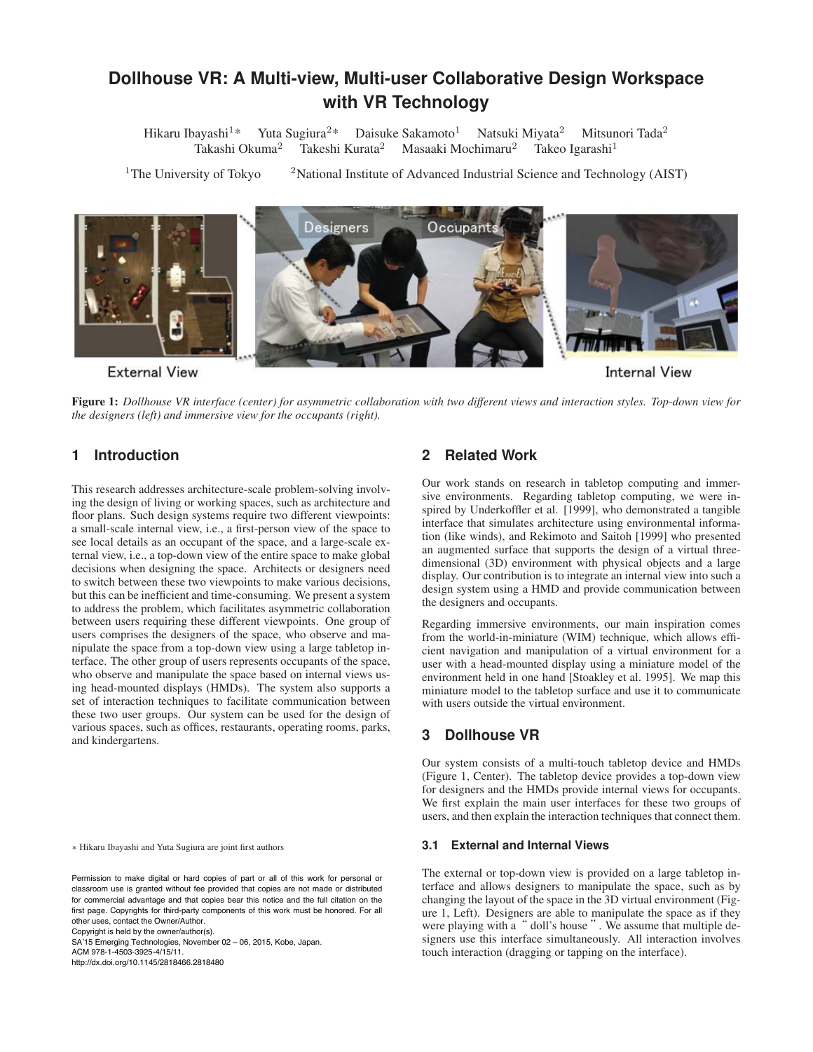# Dollhouse VR: A Multi-view, Multi-user Collaborative Design Workspace with VR Technology

Hikaru Ibayashi[1]* Yuta Sugiura[2]* Daisuke Sakamoto[1] Natsuki Miyata[2] Mitsunori Tada[2] Takashi Okuma[2] Takeshi Kurata[2] Masaaki Mochimaru[2] Takeo Igarashi[1]

[1]The University of Tokyo [2]National Institute of Advanced Industrial Science and Technology (AIST)

**Figure 1:** *Dollhouse VR interface (center) for asymmetric collaboration with two different views and interaction styles. Top-down view for the designers (left) and immersive view for the occupants (right).*

## 1 Introduction

This research addresses architecture-scale problem-solving involving the design of living or working spaces, such as architecture and floor plans. Such design systems require two different viewpoints: a small-scale internal view, i.e., a first-person view of the space to see local details as an occupant of the space, and a large-scale external view, i.e., a top-down view of the entire space to make global decisions when designing the space. Architects or designers need to switch between these two viewpoints to make various decisions, but this can be inefficient and time-consuming. We present a system to address the problem, which facilitates asymmetric collaboration between users requiring these different viewpoints. One group of users comprises the designers of the space, who observe and manipulate the space from a top-down view using a large tabletop interface. The other group of users represents occupants of the space, who observe and manipulate the space based on internal views using head-mounted displays (HMDs). The system also supports a set of interaction techniques to facilitate communication between these two user groups. Our system can be used for the design of various spaces, such as offices, restaurants, operating rooms, parks, and kindergartens.

∗ Hikaru Ibayashi and Yuta Sugiura are joint first authors

Permission to make digital or hard copies of part or all of this work for personal or classroom use is granted without fee provided that copies are not made or distributed for commercial advantage and that copies bear this notice and the full citation on the first page. Copyrights for third-party components of this work must be honored. For all other uses, contact the Owner/Author.
Copyright is held by the owner/author(s).
SA'15 Emerging Technologies, November 02 – 06, 2015, Kobe, Japan.
ACM 978-1-4503-3925-4/15/11.
http://dx.doi.org/10.1145/2818466.2818480

## 2 Related Work

Our work stands on research in tabletop computing and immersive environments. Regarding tabletop computing, we were inspired by Underkoffler et al. [1999], who demonstrated a tangible interface that simulates architecture using environmental information (like winds), and Rekimoto and Saitoh [1999] who presented an augmented surface that supports the design of a virtual three-dimensional (3D) environment with physical objects and a large display. Our contribution is to integrate an internal view into such a design system using a HMD and provide communication between the designers and occupants.

Regarding immersive environments, our main inspiration comes from the world-in-miniature (WIM) technique, which allows efficient navigation and manipulation of a virtual environment for a user with a head-mounted display using a miniature model of the environment held in one hand [Stoakley et al. 1995]. We map this miniature model to the tabletop surface and use it to communicate with users outside the virtual environment.

## 3 Dollhouse VR

Our system consists of a multi-touch tabletop device and HMDs (Figure 1, Center). The tabletop device provides a top-down view for designers and the HMDs provide internal views for occupants. We first explain the main user interfaces for these two groups of users, and then explain the interaction techniques that connect them.

### 3.1 External and Internal Views

The external or top-down view is provided on a large tabletop interface and allows designers to manipulate the space, such as by changing the layout of the space in the 3D virtual environment (Figure 1, Left). Designers are able to manipulate the space as if they were playing with a "doll's house". We assume that multiple designers use this interface simultaneously. All interaction involves touch interaction (dragging or tapping on the interface).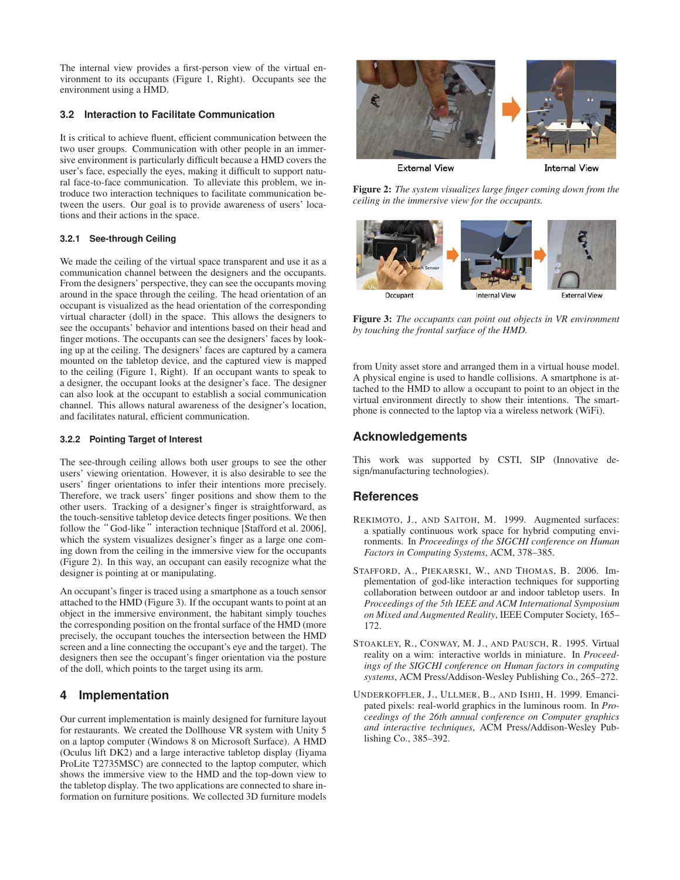The internal view provides a first-person view of the virtual environment to its occupants (Figure 1, Right). Occupants see the environment using a HMD.

### 3.2 Interaction to Facilitate Communication

It is critical to achieve fluent, efficient communication between the two user groups. Communication with other people in an immersive environment is particularly difficult because a HMD covers the user's face, especially the eyes, making it difficult to support natural face-to-face communication. To alleviate this problem, we introduce two interaction techniques to facilitate communication between the users. Our goal is to provide awareness of users' locations and their actions in the space.

#### 3.2.1 See-through Ceiling

We made the ceiling of the virtual space transparent and use it as a communication channel between the designers and the occupants. From the designers' perspective, they can see the occupants moving around in the space through the ceiling. The head orientation of an occupant is visualized as the head orientation of the corresponding virtual character (doll) in the space. This allows the designers to see the occupants' behavior and intentions based on their head and finger motions. The occupants can see the designers' faces by looking up at the ceiling. The designers' faces are captured by a camera mounted on the tabletop device, and the captured view is mapped to the ceiling (Figure 1, Right). If an occupant wants to speak to a designer, the occupant looks at the designer's face. The designer can also look at the occupant to establish a social communication channel. This allows natural awareness of the designer's location, and facilitates natural, efficient communication.

#### 3.2.2 Pointing Target of Interest

The see-through ceiling allows both user groups to see the other users' viewing orientation. However, it is also desirable to see the users' finger orientations to infer their intentions more precisely. Therefore, we track users' finger positions and show them to the other users. Tracking of a designer's finger is straightforward, as the touch-sensitive tabletop device detects finger positions. We then follow the "God-like" interaction technique [Stafford et al. 2006], which the system visualizes designer's finger as a large one coming down from the ceiling in the immersive view for the occupants (Figure 2). In this way, an occupant can easily recognize what the designer is pointing at or manipulating.

An occupant's finger is traced using a smartphone as a touch sensor attached to the HMD (Figure 3). If the occupant wants to point at an object in the immersive environment, the habitant simply touches the corresponding position on the frontal surface of the HMD (more precisely, the occupant touches the intersection between the HMD screen and a line connecting the occupant's eye and the target). The designers then see the occupant's finger orientation via the posture of the doll, which points to the target using its arm.

## 4 Implementation

Our current implementation is mainly designed for furniture layout for restaurants. We created the Dollhouse VR system with Unity 5 on a laptop computer (Windows 8 on Microsoft Surface). A HMD (Oculus lift DK2) and a large interactive tabletop display (Iiyama ProLite T2735MSC) are connected to the laptop computer, which shows the immersive view to the HMD and the top-down view to the tabletop display. The two applications are connected to share information on furniture positions. We collected 3D furniture models from Unity asset store and arranged them in a virtual house model. A physical engine is used to handle collisions. A smartphone is attached to the HMD to allow a occupant to point to an object in the virtual environment directly to show their intentions. The smartphone is connected to the laptop via a wireless network (WiFi).

External View

Internal View

**Figure 2:** *The system visualizes large finger coming down from the ceiling in the immersive view for the occupants.*

Touch Sensor

Occupant

Internal View

External View

**Figure 3:** *The occupants can point out objects in VR environment by touching the frontal surface of the HMD.*

## Acknowledgements

This work was supported by CSTI, SIP (Innovative design/manufacturing technologies).

## References

REKIMOTO, J., AND SAITOH, M. 1999. Augmented surfaces: a spatially continuous work space for hybrid computing environments. In *Proceedings of the SIGCHI conference on Human Factors in Computing Systems*, ACM, 378–385.

STAFFORD, A., PIEKARSKI, W., AND THOMAS, B. 2006. Implementation of god-like interaction techniques for supporting collaboration between outdoor ar and indoor tabletop users. In *Proceedings of the 5th IEEE and ACM International Symposium on Mixed and Augmented Reality*, IEEE Computer Society, 165–172.

STOAKLEY, R., CONWAY, M. J., AND PAUSCH, R. 1995. Virtual reality on a wim: interactive worlds in miniature. In *Proceedings of the SIGCHI conference on Human factors in computing systems*, ACM Press/Addison-Wesley Publishing Co., 265–272.

UNDERKOFFLER, J., ULLMER, B., AND ISHII, H. 1999. Emancipated pixels: real-world graphics in the luminous room. In *Proceedings of the 26th annual conference on Computer graphics and interactive techniques*, ACM Press/Addison-Wesley Publishing Co., 385–392.